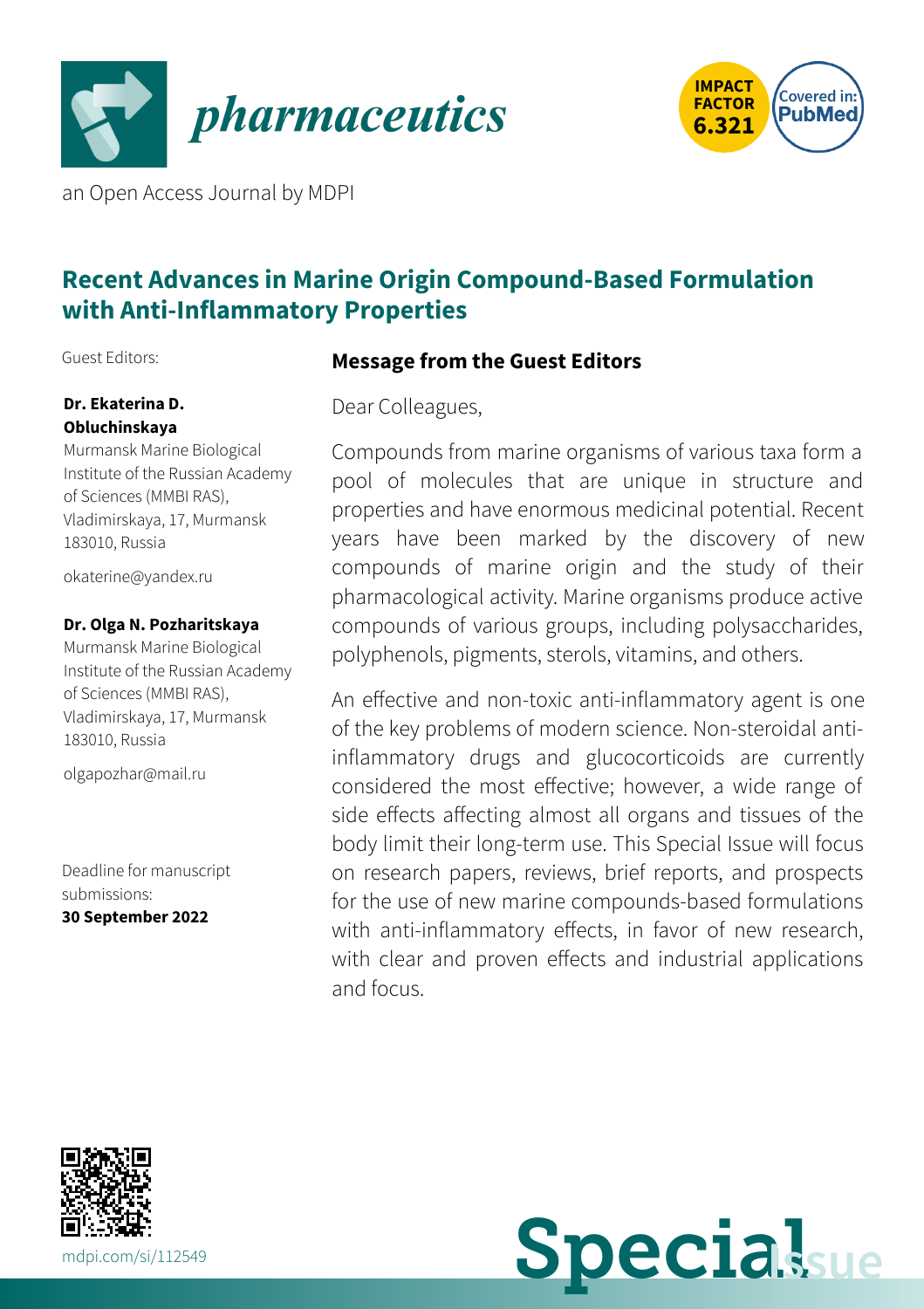pharmaceutics

an Open Access Journal by MDPI

IMPACT FACTOR 6.321

Covered in: PubMed

# Recent Advances in Marine Origin Compound-Based Formulation with Anti-Inflammatory Properties

Guest Editors:

**Dr. Ekaterina D. Obluchinskaya**
Murmansk Marine Biological Institute of the Russian Academy of Sciences (MMBI RAS), Vladimirskaya, 17, Murmansk 183010, Russia

okaterine@yandex.ru

**Dr. Olga N. Pozharitskaya**
Murmansk Marine Biological Institute of the Russian Academy of Sciences (MMBI RAS), Vladimirskaya, 17, Murmansk 183010, Russia

olgapozhar@mail.ru

Deadline for manuscript submissions:
**30 September 2022**

## Message from the Guest Editors

Dear Colleagues,

Compounds from marine organisms of various taxa form a pool of molecules that are unique in structure and properties and have enormous medicinal potential. Recent years have been marked by the discovery of new compounds of marine origin and the study of their pharmacological activity. Marine organisms produce active compounds of various groups, including polysaccharides, polyphenols, pigments, sterols, vitamins, and others.

An effective and non-toxic anti-inflammatory agent is one of the key problems of modern science. Non-steroidal anti-inflammatory drugs and glucocorticoids are currently considered the most effective; however, a wide range of side effects affecting almost all organs and tissues of the body limit their long-term use. This Special Issue will focus on research papers, reviews, brief reports, and prospects for the use of new marine compounds-based formulations with anti-inflammatory effects, in favor of new research, with clear and proven effects and industrial applications and focus.

mdpi.com/si/112549

Special Issue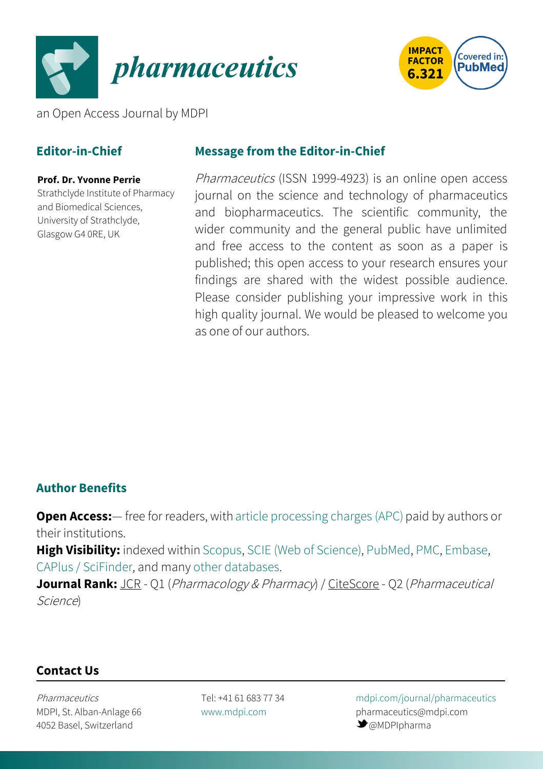# pharmaceutics

IMPACT FACTOR 6.321

Covered in: PubMed

an Open Access Journal by MDPI

## Editor-in-Chief

**Prof. Dr. Yvonne Perrie**
Strathclyde Institute of Pharmacy and Biomedical Sciences, University of Strathclyde, Glasgow G4 0RE, UK

## Message from the Editor-in-Chief

*Pharmaceutics* (ISSN 1999-4923) is an online open access journal on the science and technology of pharmaceutics and biopharmaceutics. The scientific community, the wider community and the general public have unlimited and free access to the content as soon as a paper is published; this open access to your research ensures your findings are shared with the widest possible audience. Please consider publishing your impressive work in this high quality journal. We would be pleased to welcome you as one of our authors.

## Author Benefits

**Open Access:**— free for readers, with article processing charges (APC) paid by authors or their institutions.
**High Visibility:** indexed within Scopus, SCIE (Web of Science), PubMed, PMC, Embase, CAPlus / SciFinder, and many other databases.
**Journal Rank:** JCR - Q1 (*Pharmacology & Pharmacy*) / CiteScore - Q2 (*Pharmaceutical Science*)

## Contact Us

*Pharmaceutics*
MDPI, St. Alban-Anlage 66
4052 Basel, Switzerland

Tel: +41 61 683 77 34
www.mdpi.com

mdpi.com/journal/pharmaceutics
pharmaceutics@mdpi.com
@MDPIpharma